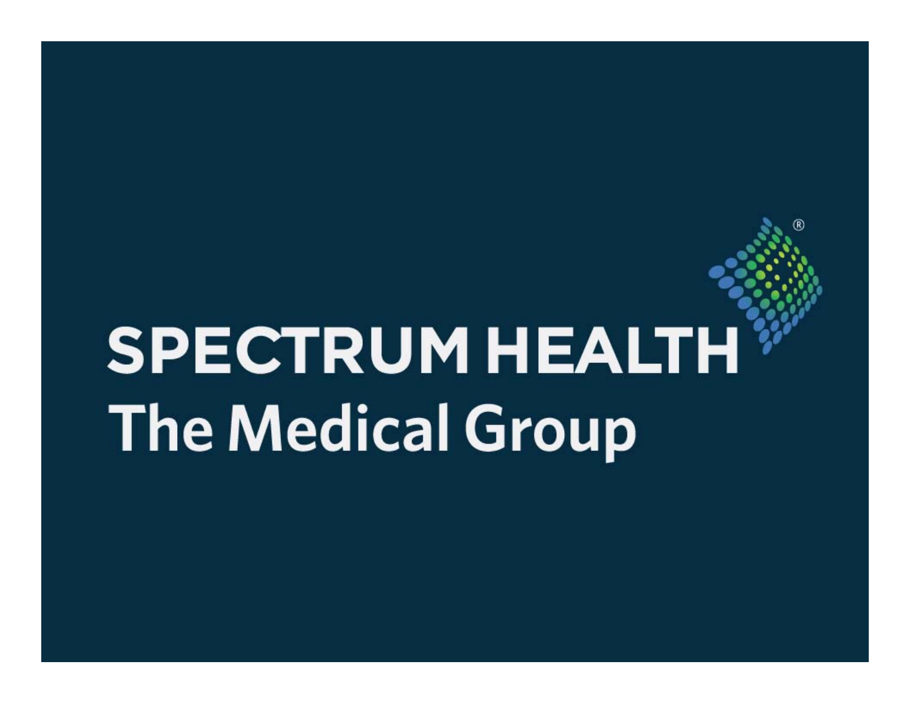# SPECTRUM HEALTH

## The Medical Group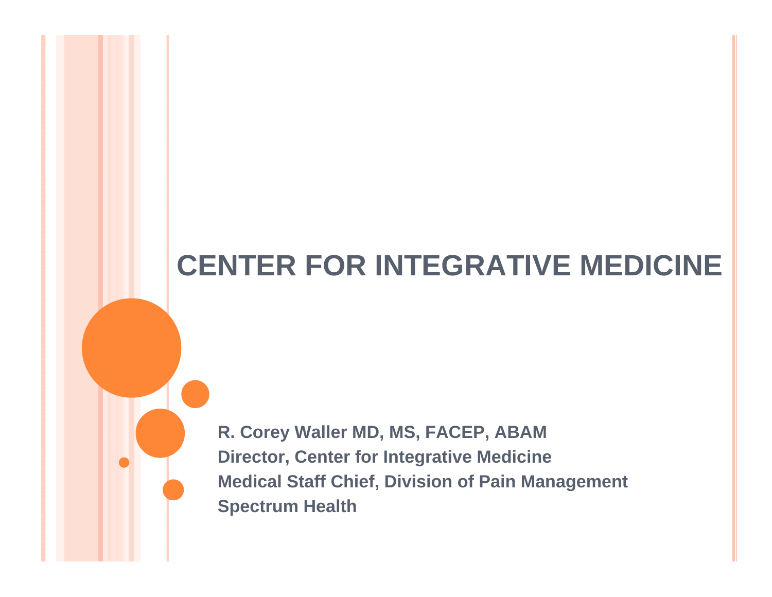# CENTER FOR INTEGRATIVE MEDICINE

**R. Corey Waller MD, MS, FACEP, ABAM**
**Director, Center for Integrative Medicine**
**Medical Staff Chief, Division of Pain Management**
**Spectrum Health**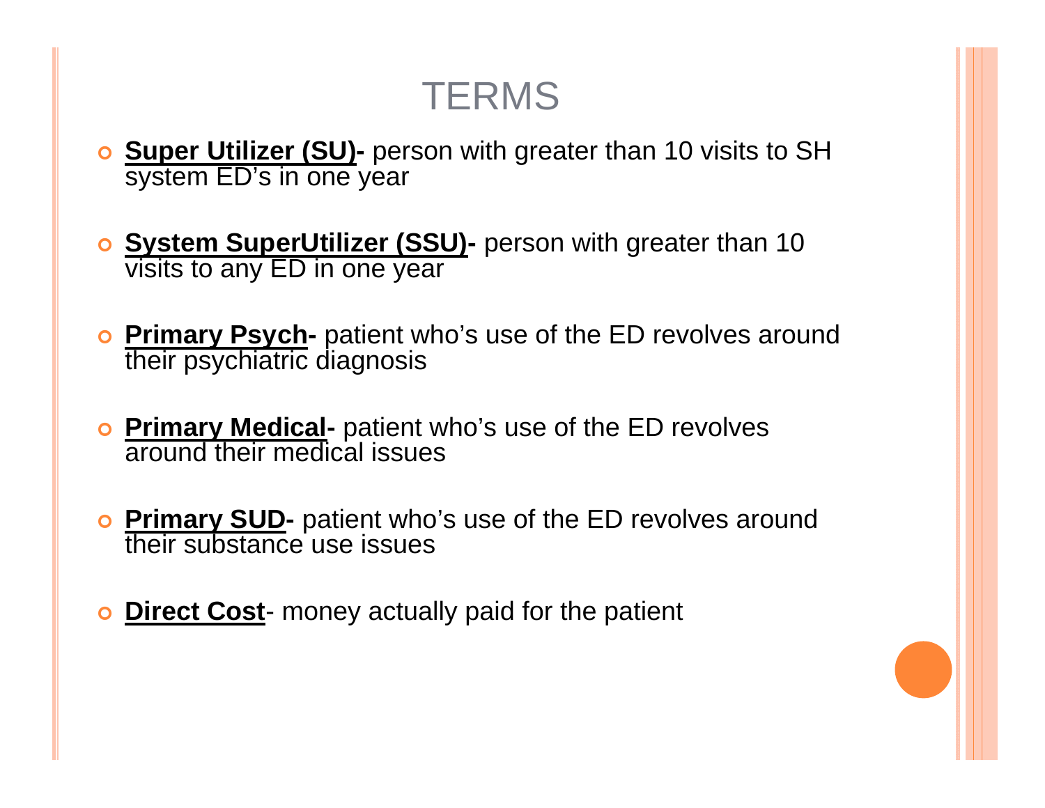# TERMS

- **Super Utilizer (SU)-** person with greater than 10 visits to SH system ED's in one year
- **System SuperUtilizer (SSU)-** person with greater than 10 visits to any ED in one year
- **Primary Psych-** patient who's use of the ED revolves around their psychiatric diagnosis
- **Primary Medical-** patient who's use of the ED revolves around their medical issues
- **Primary SUD-** patient who's use of the ED revolves around their substance use issues
- **Direct Cost**- money actually paid for the patient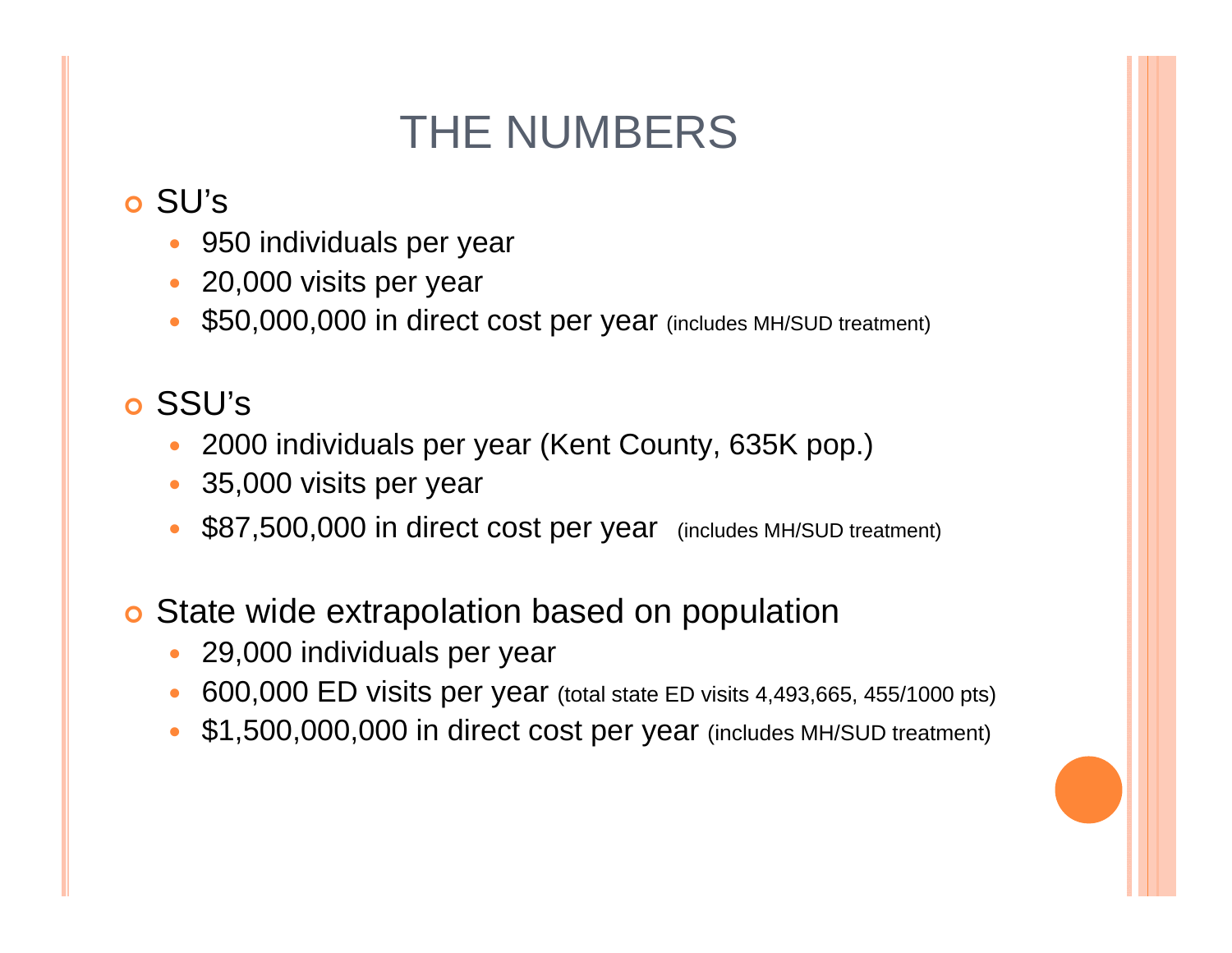# THE NUMBERS

- SU's
  - 950 individuals per year
  - 20,000 visits per year
  - $50,000,000 in direct cost per year (includes MH/SUD treatment)

- SSU's
  - 2000 individuals per year (Kent County, 635K pop.)
  - 35,000 visits per year
  - $87,500,000 in direct cost per year (includes MH/SUD treatment)

- State wide extrapolation based on population
  - 29,000 individuals per year
  - 600,000 ED visits per year (total state ED visits 4,493,665, 455/1000 pts)
  - $1,500,000,000 in direct cost per year (includes MH/SUD treatment)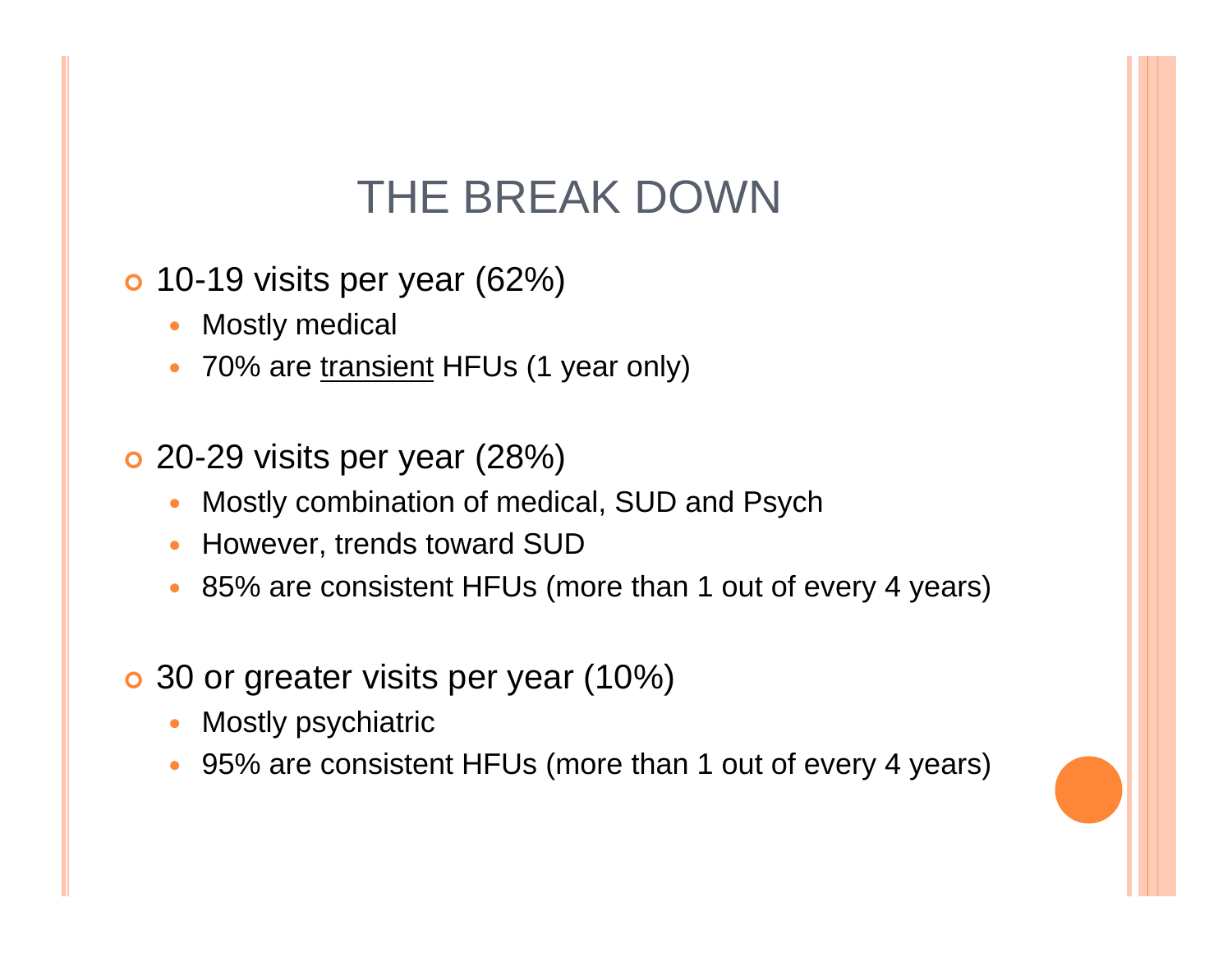# THE BREAK DOWN

- 10-19 visits per year (62%)
  - Mostly medical
  - 70% are <u>transient</u> HFUs (1 year only)

- 20-29 visits per year (28%)
  - Mostly combination of medical, SUD and Psych
  - However, trends toward SUD
  - 85% are consistent HFUs (more than 1 out of every 4 years)

- 30 or greater visits per year (10%)
  - Mostly psychiatric
  - 95% are consistent HFUs (more than 1 out of every 4 years)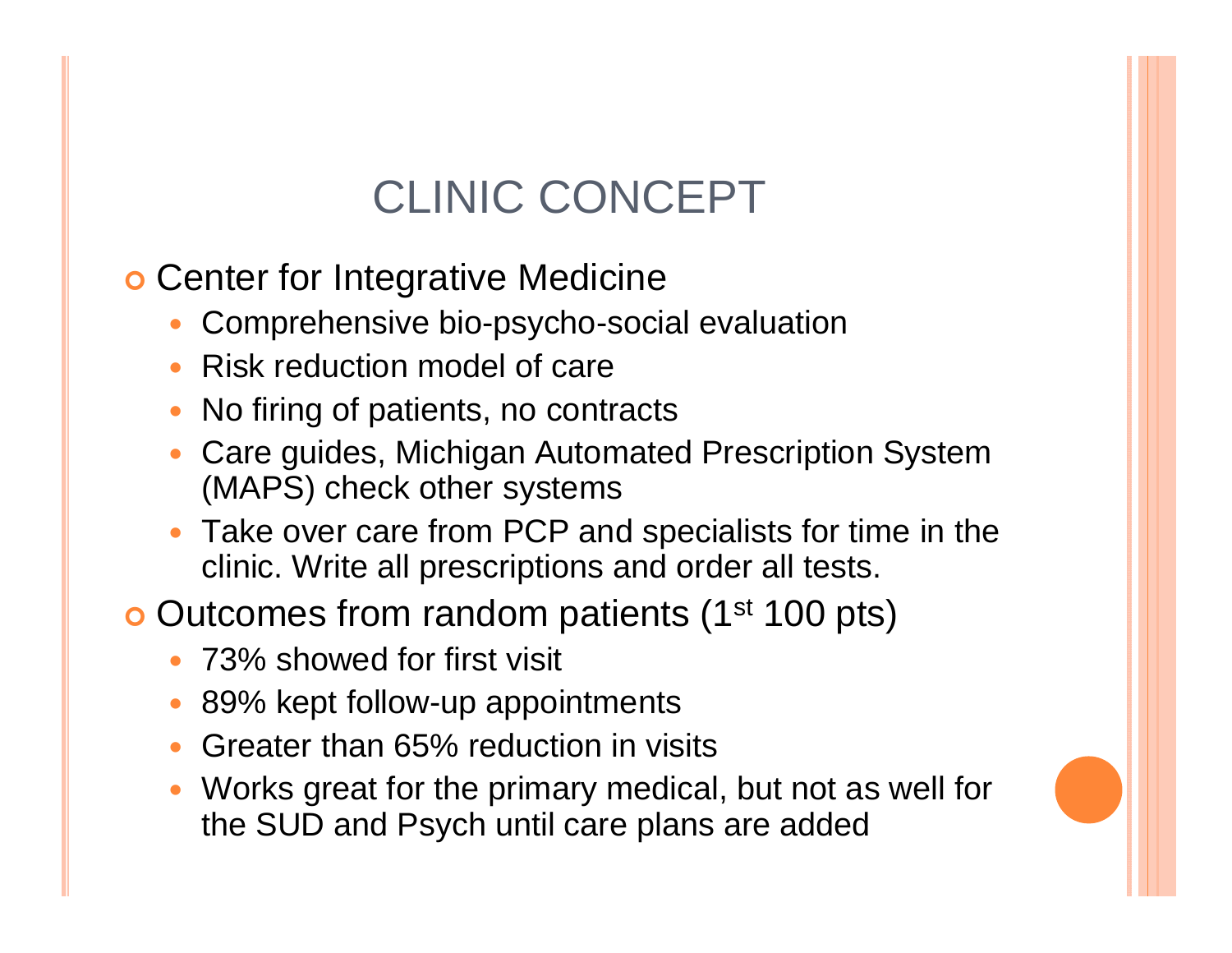# CLINIC CONCEPT

- Center for Integrative Medicine
  - Comprehensive bio-psycho-social evaluation
  - Risk reduction model of care
  - No firing of patients, no contracts
  - Care guides, Michigan Automated Prescription System (MAPS) check other systems
  - Take over care from PCP and specialists for time in the clinic. Write all prescriptions and order all tests.
- Outcomes from random patients (1st 100 pts)
  - 73% showed for first visit
  - 89% kept follow-up appointments
  - Greater than 65% reduction in visits
  - Works great for the primary medical, but not as well for the SUD and Psych until care plans are added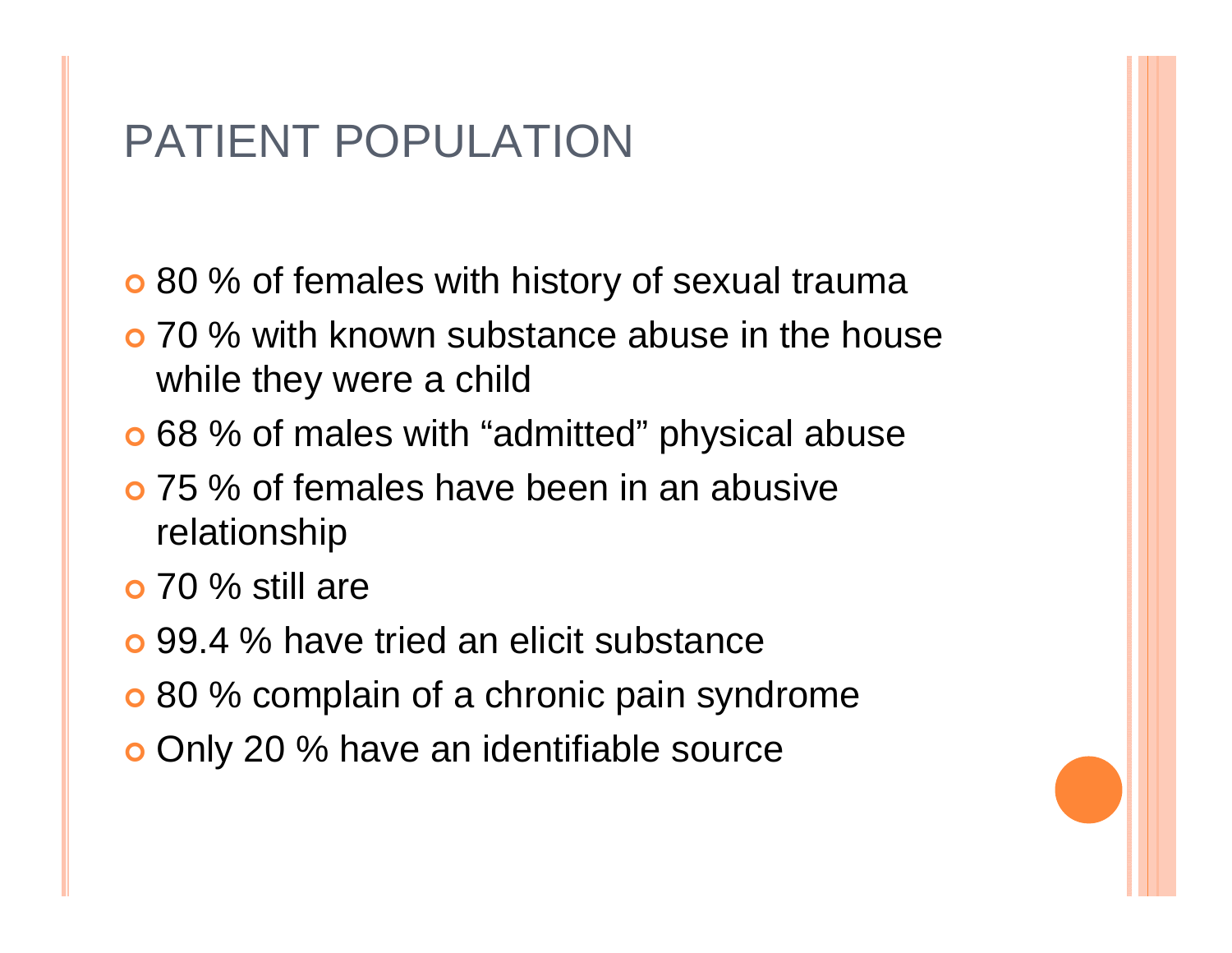# PATIENT POPULATION

- 80 % of females with history of sexual trauma
- 70 % with known substance abuse in the house while they were a child
- 68 % of males with “admitted” physical abuse
- 75 % of females have been in an abusive relationship
- 70 % still are
- 99.4 % have tried an elicit substance
- 80 % complain of a chronic pain syndrome
- Only 20 % have an identifiable source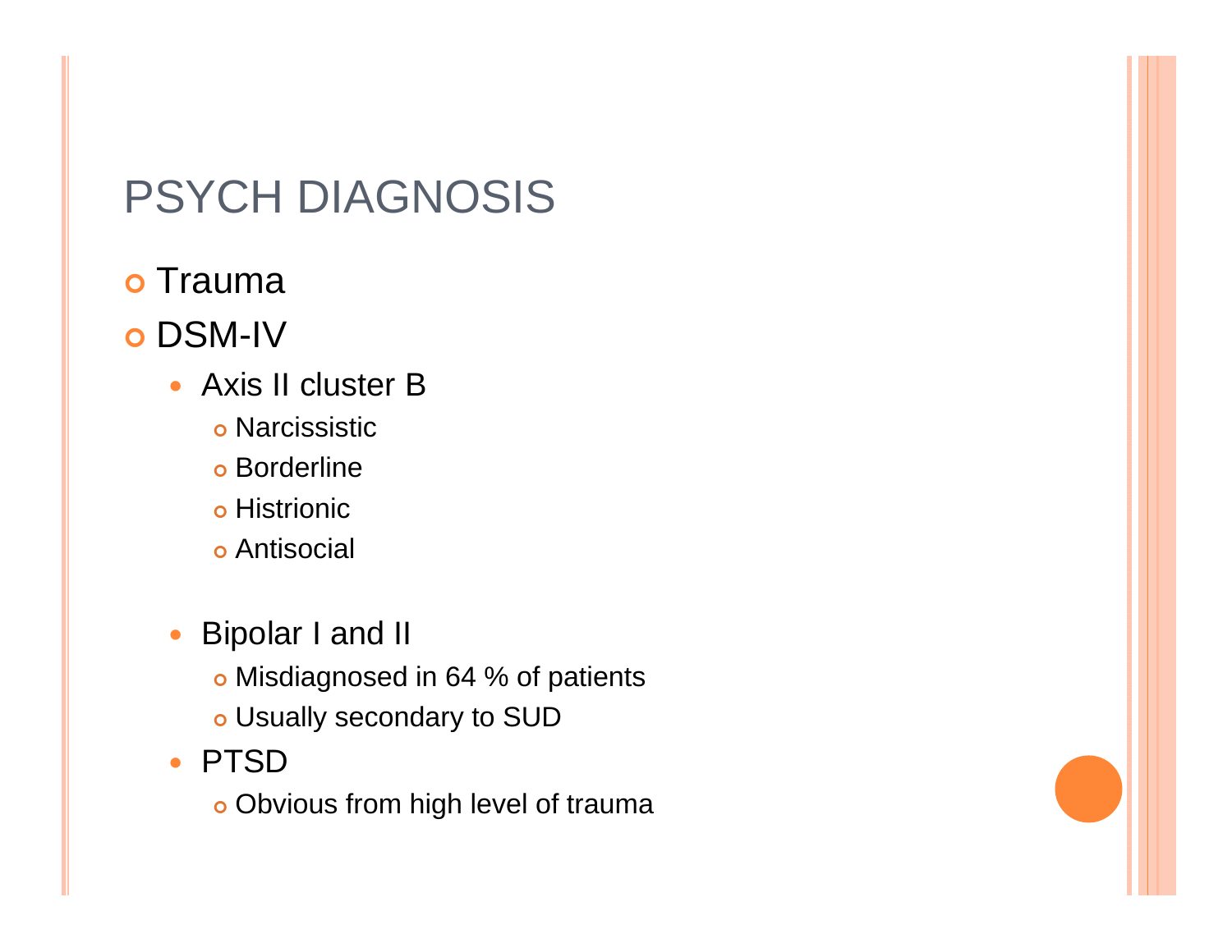# PSYCH DIAGNOSIS

- Trauma
- DSM-IV
  - Axis II cluster B
    - Narcissistic
    - Borderline
    - Histrionic
    - Antisocial
  - Bipolar I and II
    - Misdiagnosed in 64 % of patients
    - Usually secondary to SUD
  - PTSD
    - Obvious from high level of trauma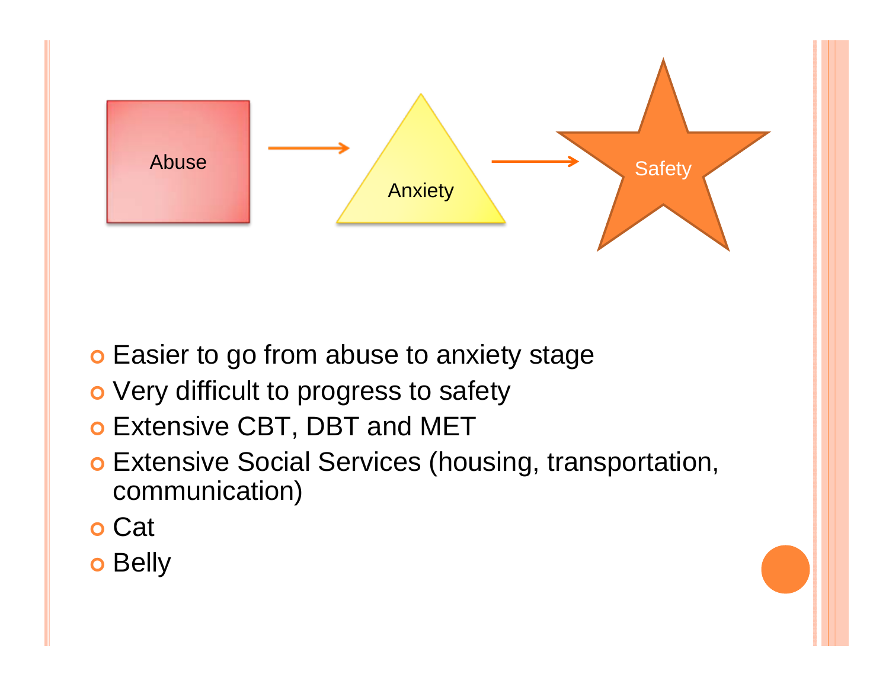Abuse → Anxiety → Safety

- Easier to go from abuse to anxiety stage
- Very difficult to progress to safety
- Extensive CBT, DBT and MET
- Extensive Social Services (housing, transportation, communication)
- Cat
- Belly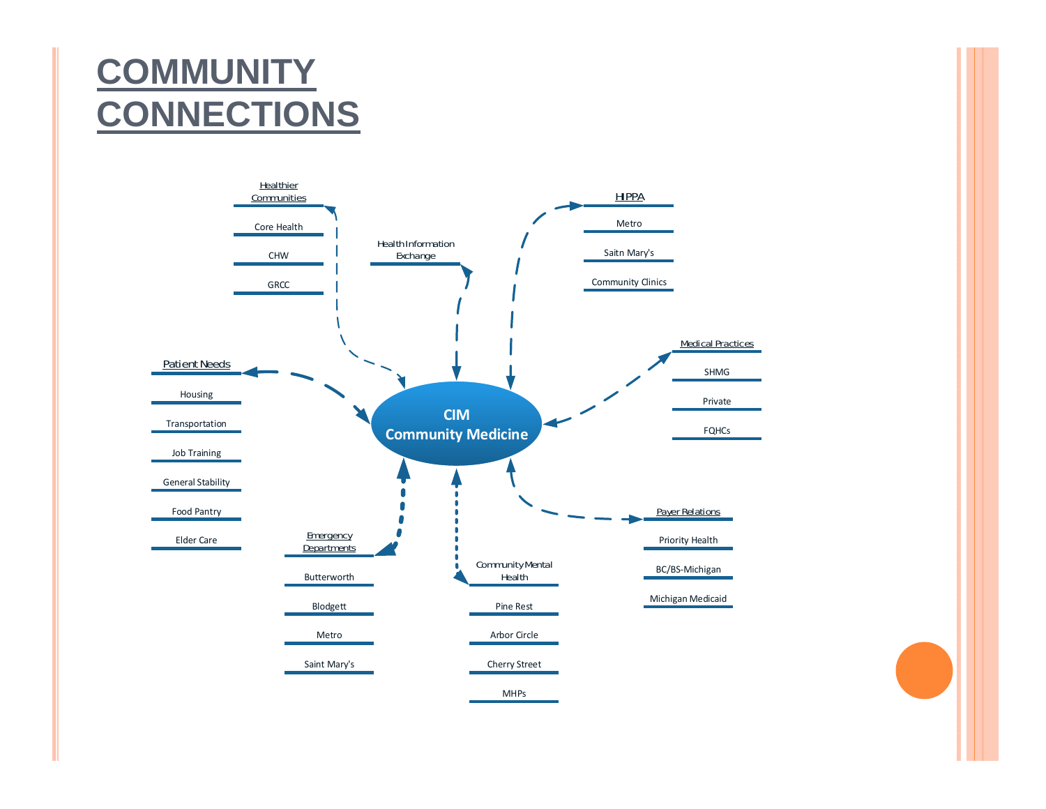# COMMUNITY CONNECTIONS

CIM
Community Medicine

Healthier Communities
Core Health
CHW
GRCC

Health Information Exchange

HIPPA
Metro
Saitn Mary's
Community Clinics

Patient Needs
Housing
Transportation
Job Training
General Stability
Food Pantry
Elder Care

Medical Practices
SHMG
Private
FQHCs

Emergency Departments
Butterworth
Blodgett
Metro
Saint Mary's

Community Mental Health
Pine Rest
Arbor Circle
Cherry Street
MHPs

Payer Relations
Priority Health
BC/BS-Michigan
Michigan Medicaid